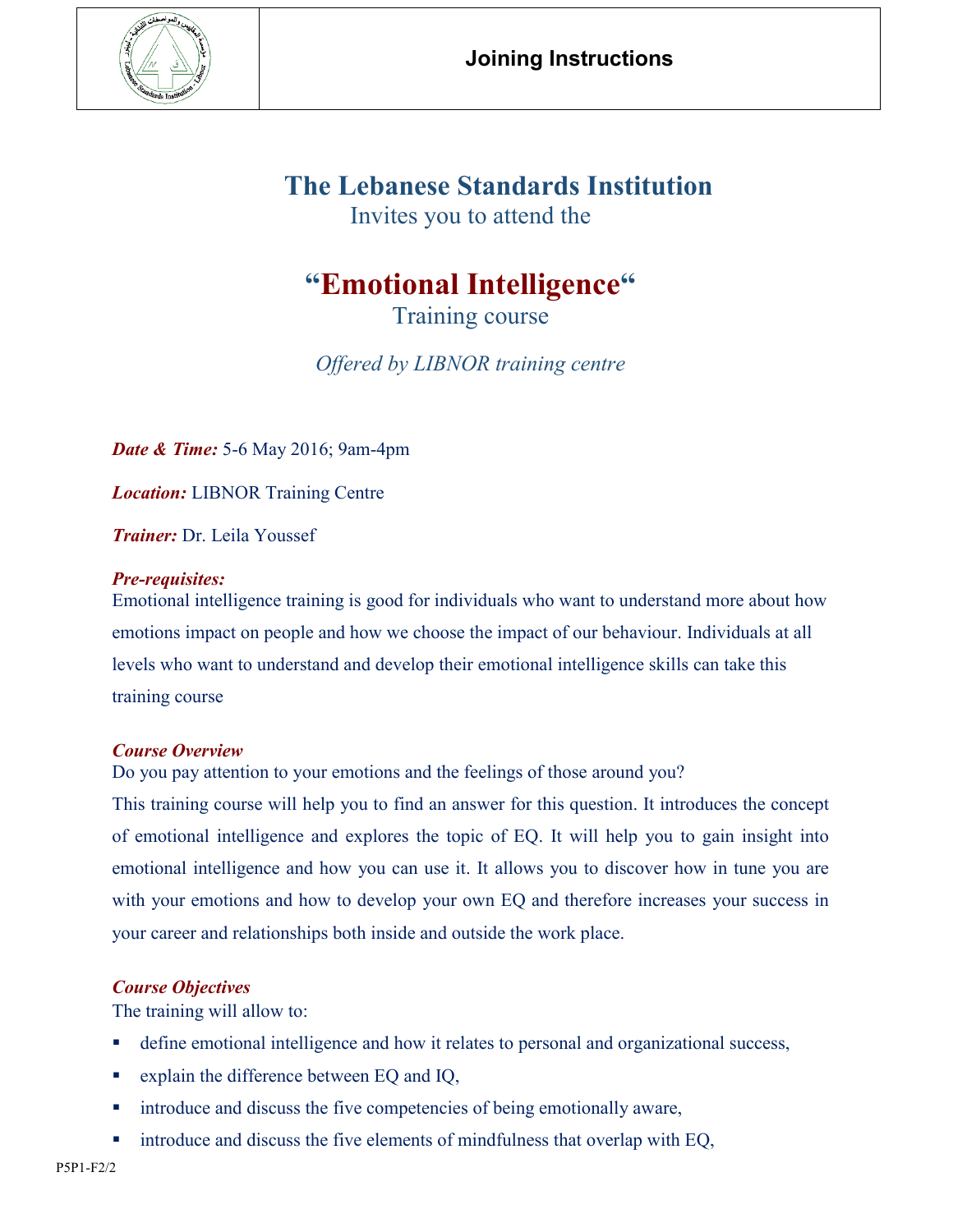**Joining Instructions**

# The Lebanese Standards Institution

Invites you to attend the

## "Emotional Intelligence"

Training course

*Offered by LIBNOR training centre*

***Date & Time:*** 5-6 May 2016; 9am-4pm

***Location:*** LIBNOR Training Centre

***Trainer:*** Dr. Leila Youssef

***Pre-requisites:***

Emotional intelligence training is good for individuals who want to understand more about how emotions impact on people and how we choose the impact of our behaviour. Individuals at all levels who want to understand and develop their emotional intelligence skills can take this training course

***Course Overview***

Do you pay attention to your emotions and the feelings of those around you?

This training course will help you to find an answer for this question. It introduces the concept of emotional intelligence and explores the topic of EQ. It will help you to gain insight into emotional intelligence and how you can use it. It allows you to discover how in tune you are with your emotions and how to develop your own EQ and therefore increases your success in your career and relationships both inside and outside the work place.

***Course Objectives***

The training will allow to:

- define emotional intelligence and how it relates to personal and organizational success,
- explain the difference between EQ and IQ,
- introduce and discuss the five competencies of being emotionally aware,
- introduce and discuss the five elements of mindfulness that overlap with EQ,

P5P1-F2/2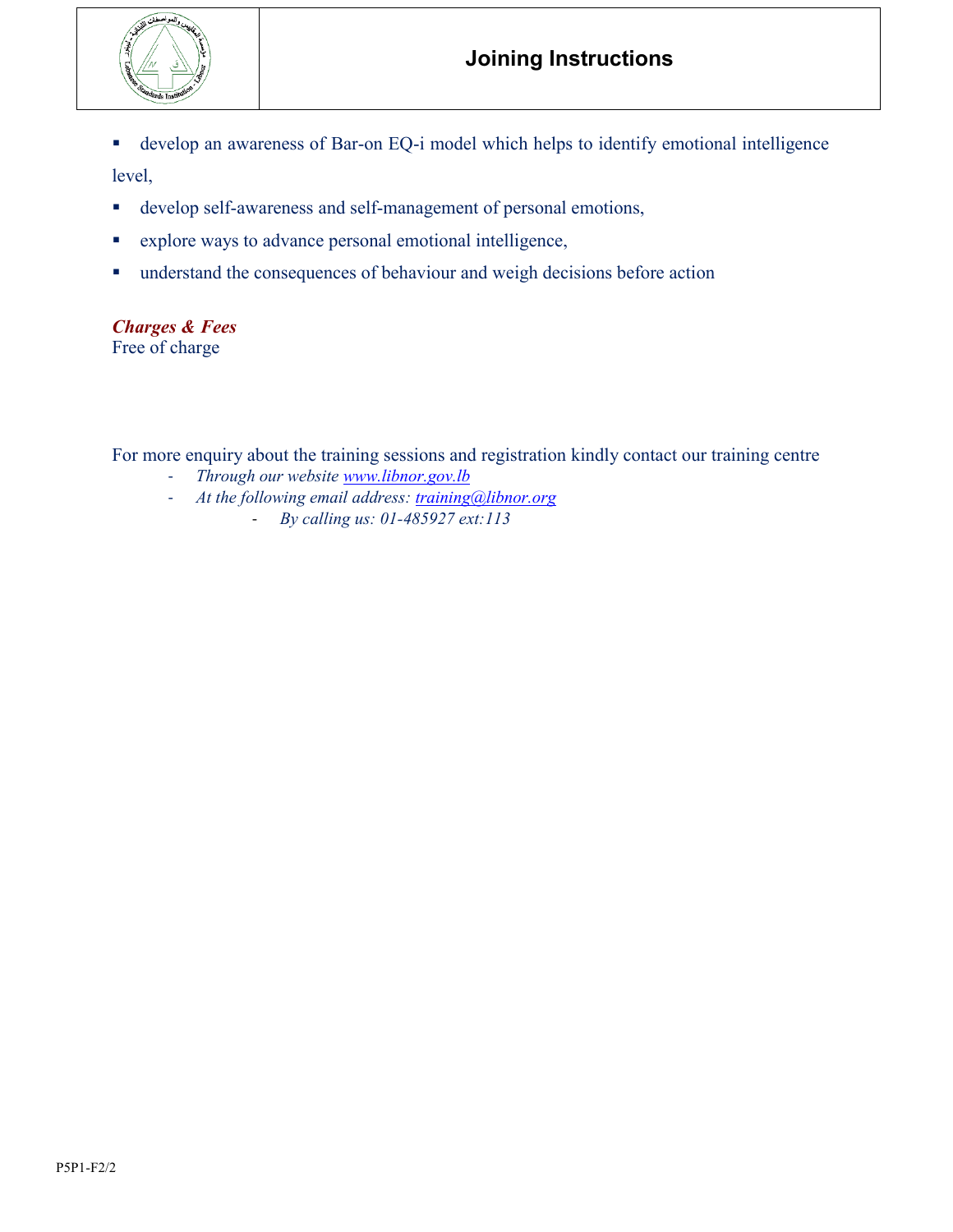# Joining Instructions

- develop an awareness of Bar-on EQ-i model which helps to identify emotional intelligence level,
- develop self-awareness and self-management of personal emotions,
- explore ways to advance personal emotional intelligence,
- understand the consequences of behaviour and weigh decisions before action

***Charges & Fees***

Free of charge

For more enquiry about the training sessions and registration kindly contact our training centre

- *Through our website [www.libnor.gov.lb](http://www.libnor.gov.lb)*
- *At the following email address: [training@libnor.org](mailto:training@libnor.org)*
- *By calling us: 01-485927 ext:113*

P5P1-F2/2